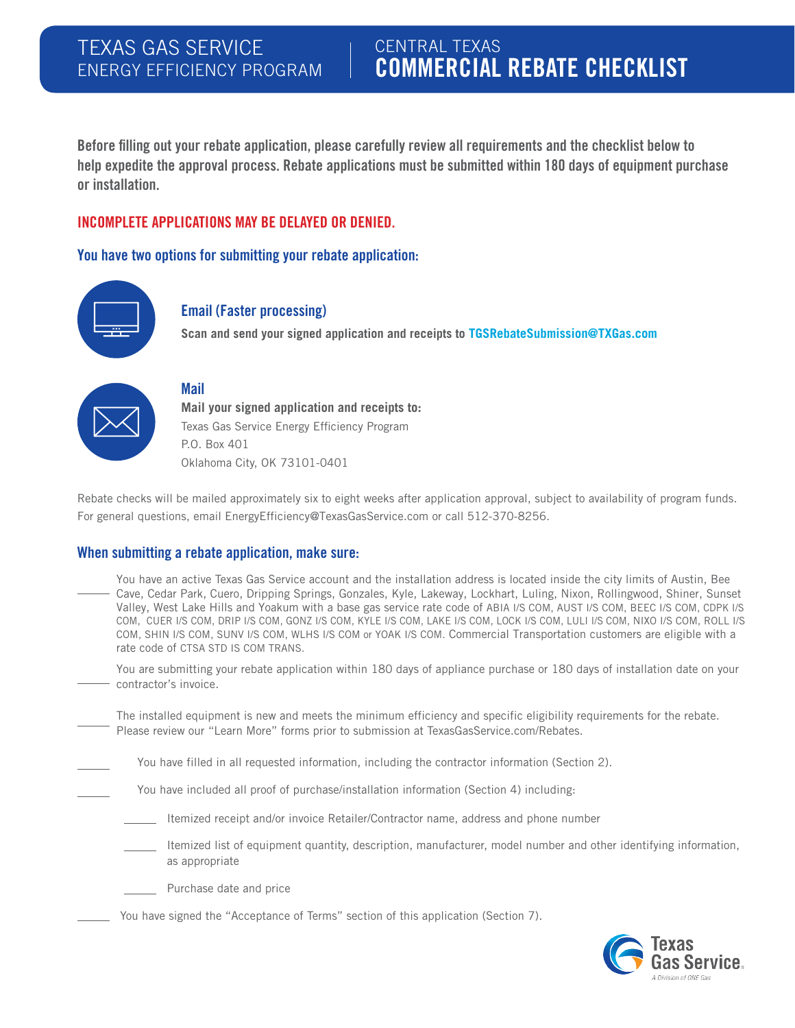# TEXAS GAS SERVICE ENERGY EFFICIENCY PROGRAM

## CENTRAL TEXAS COMMERCIAL REBATE CHECKLIST

**Before filling out your rebate application, please carefully review all requirements and the checklist below to help expedite the approval process. Rebate applications must be submitted within 180 days of equipment purchase or installation.**

**INCOMPLETE APPLICATIONS MAY BE DELAYED OR DENIED.**

### You have two options for submitting your rebate application:

**Email (Faster processing)**

**Scan and send your signed application and receipts to TGSRebateSubmission@TXGas.com**

**Mail**

**Mail your signed application and receipts to:**
Texas Gas Service Energy Efficiency Program
P.O. Box 401
Oklahoma City, OK 73101-0401

Rebate checks will be mailed approximately six to eight weeks after application approval, subject to availability of program funds. For general questions, email EnergyEfficiency@TexasGasService.com or call 512-370-8256.

### When submitting a rebate application, make sure:

- ______ You have an active Texas Gas Service account and the installation address is located inside the city limits of Austin, Bee Cave, Cedar Park, Cuero, Dripping Springs, Gonzales, Kyle, Lakeway, Lockhart, Luling, Nixon, Rollingwood, Shiner, Sunset Valley, West Lake Hills and Yoakum with a base gas service rate code of ABIA I/S COM, AUST I/S COM, BEEC I/S COM, CDPK I/S COM, CUER I/S COM, DRIP I/S COM, GONZ I/S COM, KYLE I/S COM, LAKE I/S COM, LOCK I/S COM, LULI I/S COM, NIXO I/S COM, ROLL I/S COM, SHIN I/S COM, SUNV I/S COM, WLHS I/S COM or YOAK I/S COM. Commercial Transportation customers are eligible with a rate code of CTSA STD IS COM TRANS.
- ______ You are submitting your rebate application within 180 days of appliance purchase or 180 days of installation date on your contractor's invoice.
- ______ The installed equipment is new and meets the minimum efficiency and specific eligibility requirements for the rebate. Please review our "Learn More" forms prior to submission at TexasGasService.com/Rebates.
- ______ You have filled in all requested information, including the contractor information (Section 2).
- ______ You have included all proof of purchase/installation information (Section 4) including:
  - ______ Itemized receipt and/or invoice Retailer/Contractor name, address and phone number
  - ______ Itemized list of equipment quantity, description, manufacturer, model number and other identifying information, as appropriate
  - ______ Purchase date and price
- ______ You have signed the "Acceptance of Terms" section of this application (Section 7).

Texas Gas Service
A Division of ONE Gas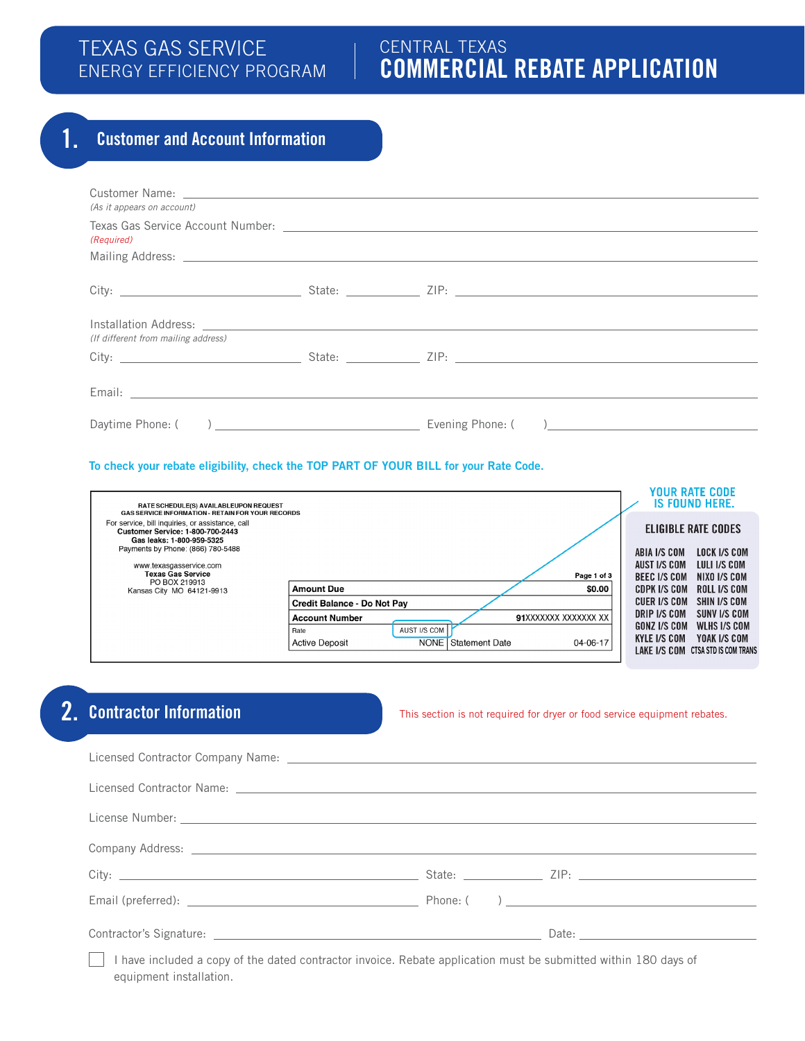# TEXAS GAS SERVICE ENERGY EFFICIENCY PROGRAM

# CENTRAL TEXAS COMMERCIAL REBATE APPLICATION

## 1. Customer and Account Information

Customer Name: ______________________________
*(As it appears on account)*

Texas Gas Service Account Number: ______________________________
*(Required)*

Mailing Address: ______________________________

City: ____________ State: ________ ZIP: ____________

Installation Address: ______________________________
*(If different from mailing address)*

City: ____________ State: ________ ZIP: ____________

Email: ______________________________

Daytime Phone: (     ) ______________ Evening Phone: (     ) ______________

**To check your rebate eligibility, check the TOP PART OF YOUR BILL for your Rate Code.**

RATE SCHEDULE(S) AVAILABLE UPON REQUEST
GAS SERVICE INFORMATION - RETAIN FOR YOUR RECORDS
For service, bill inquiries, or assistance, call
**Customer Service: 1-800-700-2443**
**Gas leaks: 1-800-959-5325**
Payments by Phone: (866) 780-5488

www.texasgasservice.com
**Texas Gas Service**
PO BOX 219913
Kansas City MO 64121-9913

Page 1 of 3

| | | | |
|---|---|---|---|
| **Amount Due** | | | **$0.00** |
| **Credit Balance - Do Not Pay** | | | |
| **Account Number** | | | **91**XXXXXXX XXXXXXX XX |
| Rate | AUST I/S COM | | |
| Active Deposit | NONE | Statement Date | 04-06-17 |

**YOUR RATE CODE IS FOUND HERE.**

**ELIGIBLE RATE CODES**

| | |
|---|---|
| ABIA I/S COM | LOCK I/S COM |
| AUST I/S COM | LULI I/S COM |
| BEEC I/S COM | NIXO I/S COM |
| CDPK I/S COM | ROLL I/S COM |
| CUER I/S COM | SHIN I/S COM |
| DRIP I/S COM | SUNV I/S COM |
| GONZ I/S COM | WLHS I/S COM |
| KYLE I/S COM | YOAK I/S COM |
| LAKE I/S COM | CTSA STD IS COM TRANS |

## 2. Contractor Information

This section is not required for dryer or food service equipment rebates.

Licensed Contractor Company Name: ______________________________

Licensed Contractor Name: ______________________________

License Number: ______________________________

Company Address: ______________________________

City: ____________ State: ________ ZIP: ____________

Email (preferred): ______________ Phone: (     ) ______________

Contractor's Signature: ______________________________ Date: ____________

☐ I have included a copy of the dated contractor invoice. Rebate application must be submitted within 180 days of equipment installation.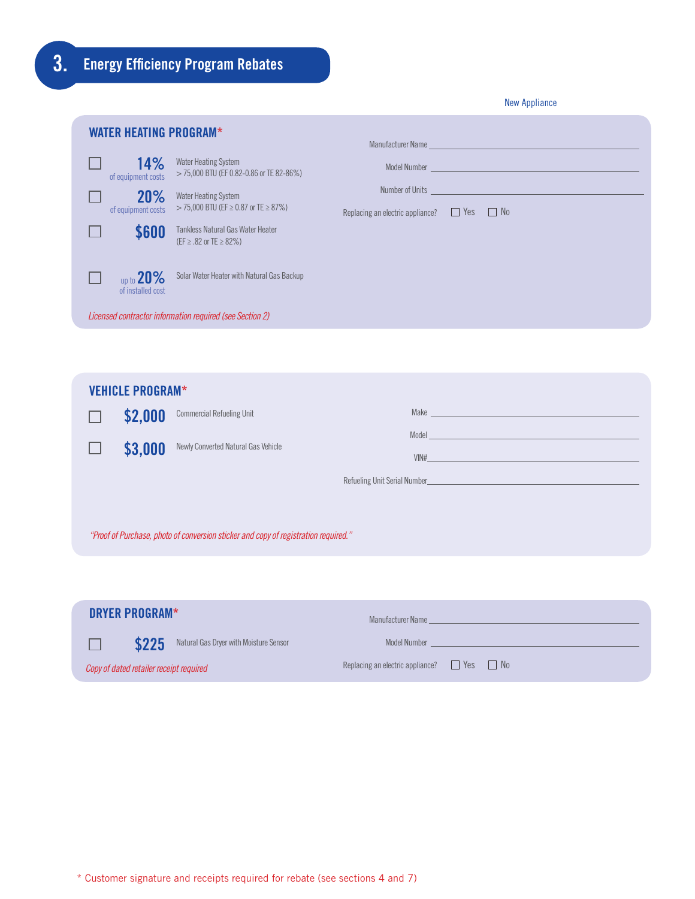# 3. Energy Efficiency Program Rebates

New Appliance

## WATER HEATING PROGRAM*

- ☐ **14%** of equipment costs — Water Heating System > 75,000 BTU (EF 0.82-0.86 or TE 82-86%)
- ☐ **20%** of equipment costs — Water Heating System > 75,000 BTU (EF ≥ 0.87 or TE ≥ 87%)
- ☐ **$600** — Tankless Natural Gas Water Heater (EF ≥ .82 or TE ≥ 82%)
- ☐ up to **20%** of installed cost — Solar Water Heater with Natural Gas Backup

*Licensed contractor information required (see Section 2)*

Manufacturer Name ____________________

Model Number ____________________

Number of Units ____________________

Replacing an electric appliance? ☐ Yes ☐ No

## VEHICLE PROGRAM*

- ☐ **$2,000** — Commercial Refueling Unit
- ☐ **$3,000** — Newly Converted Natural Gas Vehicle

Make ____________________

Model ____________________

VIN# ____________________

Refueling Unit Serial Number ____________________

*"Proof of Purchase, photo of conversion sticker and copy of registration required."*

## DRYER PROGRAM*

- ☐ **$225** — Natural Gas Dryer with Moisture Sensor

*Copy of dated retailer receipt required*

Manufacturer Name ____________________

Model Number ____________________

Replacing an electric appliance? ☐ Yes ☐ No

* Customer signature and receipts required for rebate (see sections 4 and 7)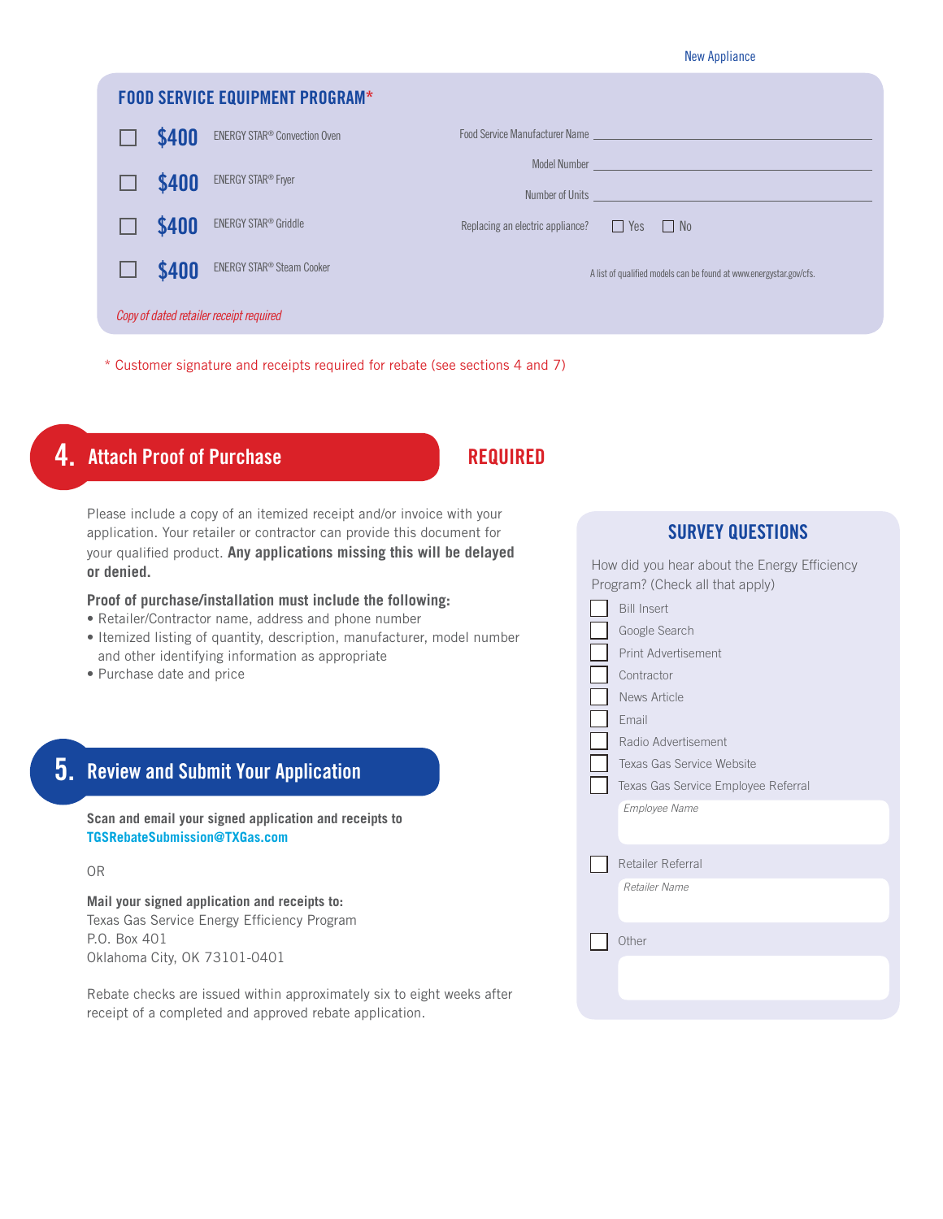New Appliance

## FOOD SERVICE EQUIPMENT PROGRAM*

- ☐ **$400** ENERGY STAR® Convection Oven
- ☐ **$400** ENERGY STAR® Fryer
- ☐ **$400** ENERGY STAR® Griddle
- ☐ **$400** ENERGY STAR® Steam Cooker

Food Service Manufacturer Name ____________________

Model Number ____________________

Number of Units ____________________

Replacing an electric appliance? ☐ Yes ☐ No

A list of qualified models can be found at www.energystar.gov/cfs.

*Copy of dated retailer receipt required*

\* Customer signature and receipts required for rebate (see sections 4 and 7)

## 4. Attach Proof of Purchase

**REQUIRED**

Please include a copy of an itemized receipt and/or invoice with your application. Your retailer or contractor can provide this document for your qualified product. **Any applications missing this will be delayed or denied.**

**Proof of purchase/installation must include the following:**

- Retailer/Contractor name, address and phone number
- Itemized listing of quantity, description, manufacturer, model number and other identifying information as appropriate
- Purchase date and price

## 5. Review and Submit Your Application

**Scan and email your signed application and receipts to**
**TGSRebateSubmission@TXGas.com**

OR

**Mail your signed application and receipts to:**
Texas Gas Service Energy Efficiency Program
P.O. Box 401
Oklahoma City, OK 73101-0401

Rebate checks are issued within approximately six to eight weeks after receipt of a completed and approved rebate application.

## SURVEY QUESTIONS

How did you hear about the Energy Efficiency Program? (Check all that apply)

- ☐ Bill Insert
- ☐ Google Search
- ☐ Print Advertisement
- ☐ Contractor
- ☐ News Article
- ☐ Email
- ☐ Radio Advertisement
- ☐ Texas Gas Service Website
- ☐ Texas Gas Service Employee Referral

  *Employee Name*

- ☐ Retailer Referral

  *Retailer Name*

- ☐ Other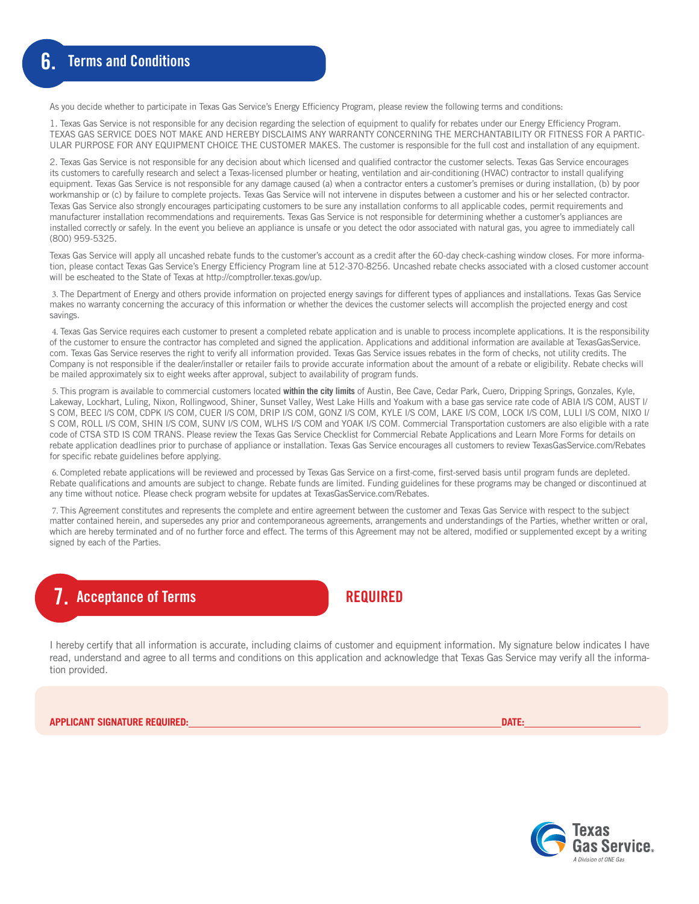## 6. Terms and Conditions

As you decide whether to participate in Texas Gas Service's Energy Efficiency Program, please review the following terms and conditions:

1. Texas Gas Service is not responsible for any decision regarding the selection of equipment to qualify for rebates under our Energy Efficiency Program. TEXAS GAS SERVICE DOES NOT MAKE AND HEREBY DISCLAIMS ANY WARRANTY CONCERNING THE MERCHANTABILITY OR FITNESS FOR A PARTICULAR PURPOSE FOR ANY EQUIPMENT CHOICE THE CUSTOMER MAKES. The customer is responsible for the full cost and installation of any equipment.

2. Texas Gas Service is not responsible for any decision about which licensed and qualified contractor the customer selects. Texas Gas Service encourages its customers to carefully research and select a Texas-licensed plumber or heating, ventilation and air-conditioning (HVAC) contractor to install qualifying equipment. Texas Gas Service is not responsible for any damage caused (a) when a contractor enters a customer's premises or during installation, (b) by poor workmanship or (c) by failure to complete projects. Texas Gas Service will not intervene in disputes between a customer and his or her selected contractor. Texas Gas Service also strongly encourages participating customers to be sure any installation conforms to all applicable codes, permit requirements and manufacturer installation recommendations and requirements. Texas Gas Service is not responsible for determining whether a customer's appliances are installed correctly or safely. In the event you believe an appliance is unsafe or you detect the odor associated with natural gas, you agree to immediately call (800) 959-5325.

Texas Gas Service will apply all uncashed rebate funds to the customer's account as a credit after the 60-day check-cashing window closes. For more information, please contact Texas Gas Service's Energy Efficiency Program line at 512-370-8256. Uncashed rebate checks associated with a closed customer account will be escheated to the State of Texas at http://comptroller.texas.gov/up.

3. The Department of Energy and others provide information on projected energy savings for different types of appliances and installations. Texas Gas Service makes no warranty concerning the accuracy of this information or whether the devices the customer selects will accomplish the projected energy and cost savings.

4. Texas Gas Service requires each customer to present a completed rebate application and is unable to process incomplete applications. It is the responsibility of the customer to ensure the contractor has completed and signed the application. Applications and additional information are available at TexasGasService.com. Texas Gas Service reserves the right to verify all information provided. Texas Gas Service issues rebates in the form of checks, not utility credits. The Company is not responsible if the dealer/installer or retailer fails to provide accurate information about the amount of a rebate or eligibility. Rebate checks will be mailed approximately six to eight weeks after approval, subject to availability of program funds.

5. This program is available to commercial customers located **within the city limits** of Austin, Bee Cave, Cedar Park, Cuero, Dripping Springs, Gonzales, Kyle, Lakeway, Lockhart, Luling, Nixon, Rollingwood, Shiner, Sunset Valley, West Lake Hills and Yoakum with a base gas service rate code of ABIA I/S COM, AUST I/S COM, BEEC I/S COM, CDPK I/S COM, CUER I/S COM, DRIP I/S COM, GONZ I/S COM, KYLE I/S COM, LAKE I/S COM, LOCK I/S COM, LULI I/S COM, NIXO I/S COM, ROLL I/S COM, SHIN I/S COM, SUNV I/S COM, WLHS I/S COM and YOAK I/S COM. Commercial Transportation customers are also eligible with a rate code of CTSA STD IS COM TRANS. Please review the Texas Gas Service Checklist for Commercial Rebate Applications and Learn More Forms for details on rebate application deadlines prior to purchase of appliance or installation. Texas Gas Service encourages all customers to review TexasGasService.com/Rebates for specific rebate guidelines before applying.

6. Completed rebate applications will be reviewed and processed by Texas Gas Service on a first-come, first-served basis until program funds are depleted. Rebate qualifications and amounts are subject to change. Rebate funds are limited. Funding guidelines for these programs may be changed or discontinued at any time without notice. Please check program website for updates at TexasGasService.com/Rebates.

7. This Agreement constitutes and represents the complete and entire agreement between the customer and Texas Gas Service with respect to the subject matter contained herein, and supersedes any prior and contemporaneous agreements, arrangements and understandings of the Parties, whether written or oral, which are hereby terminated and of no further force and effect. The terms of this Agreement may not be altered, modified or supplemented except by a writing signed by each of the Parties.

## 7. Acceptance of Terms

**REQUIRED**

I hereby certify that all information is accurate, including claims of customer and equipment information. My signature below indicates I have read, understand and agree to all terms and conditions on this application and acknowledge that Texas Gas Service may verify all the information provided.

**APPLICANT SIGNATURE REQUIRED:**\_\_\_\_\_\_\_\_\_\_\_\_\_\_\_\_\_\_\_\_\_\_\_\_\_\_\_\_\_\_\_\_\_\_\_\_\_\_\_\_ **DATE:**\_\_\_\_\_\_\_\_\_\_\_\_\_\_\_\_\_\_\_\_

Texas Gas Service
A Division of ONE Gas